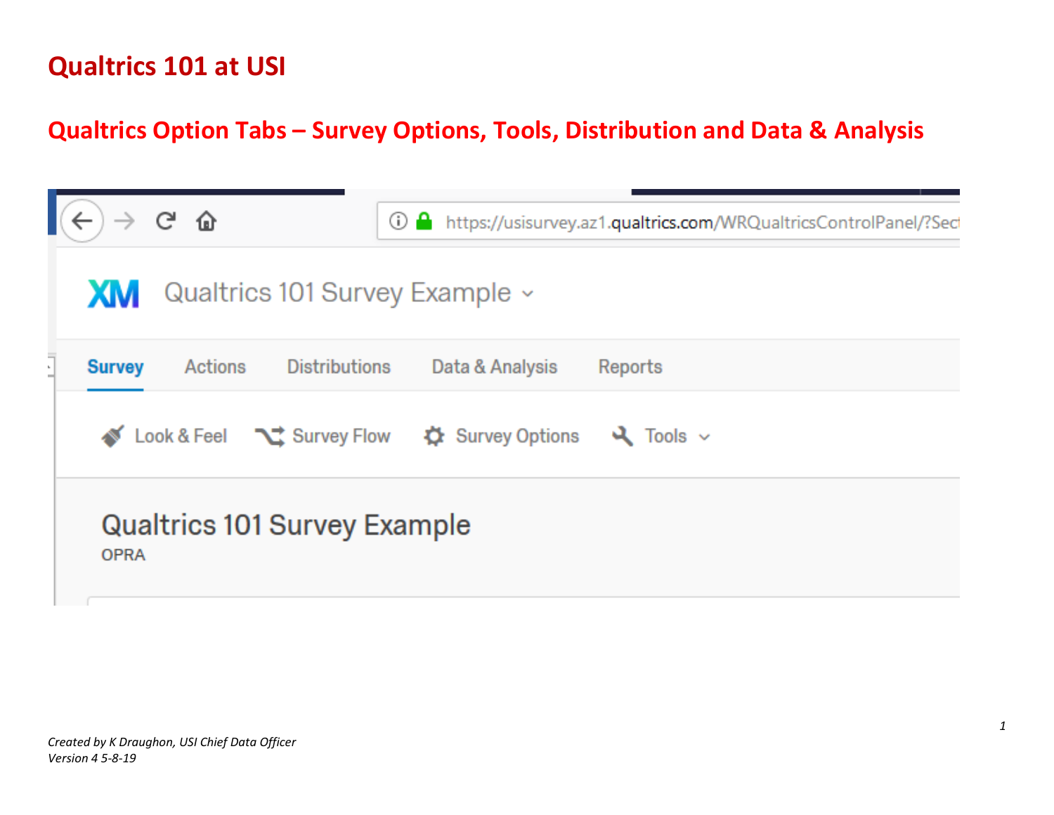# Qualtrics 101 at USI

## Qualtrics Option Tabs – Survey Options, Tools, Distribution and Data & Analysis

https://usisurvey.az1.qualtrics.com/WRQualtricsControlPanel/?Sect

XM Qualtrics 101 Survey Example

Survey | Actions | Distributions | Data & Analysis | Reports

Look & Feel | Survey Flow | Survey Options | Tools

Qualtrics 101 Survey Example

OPRA

*Created by K Draughon, USI Chief Data Officer*
*Version 4 5-8-19*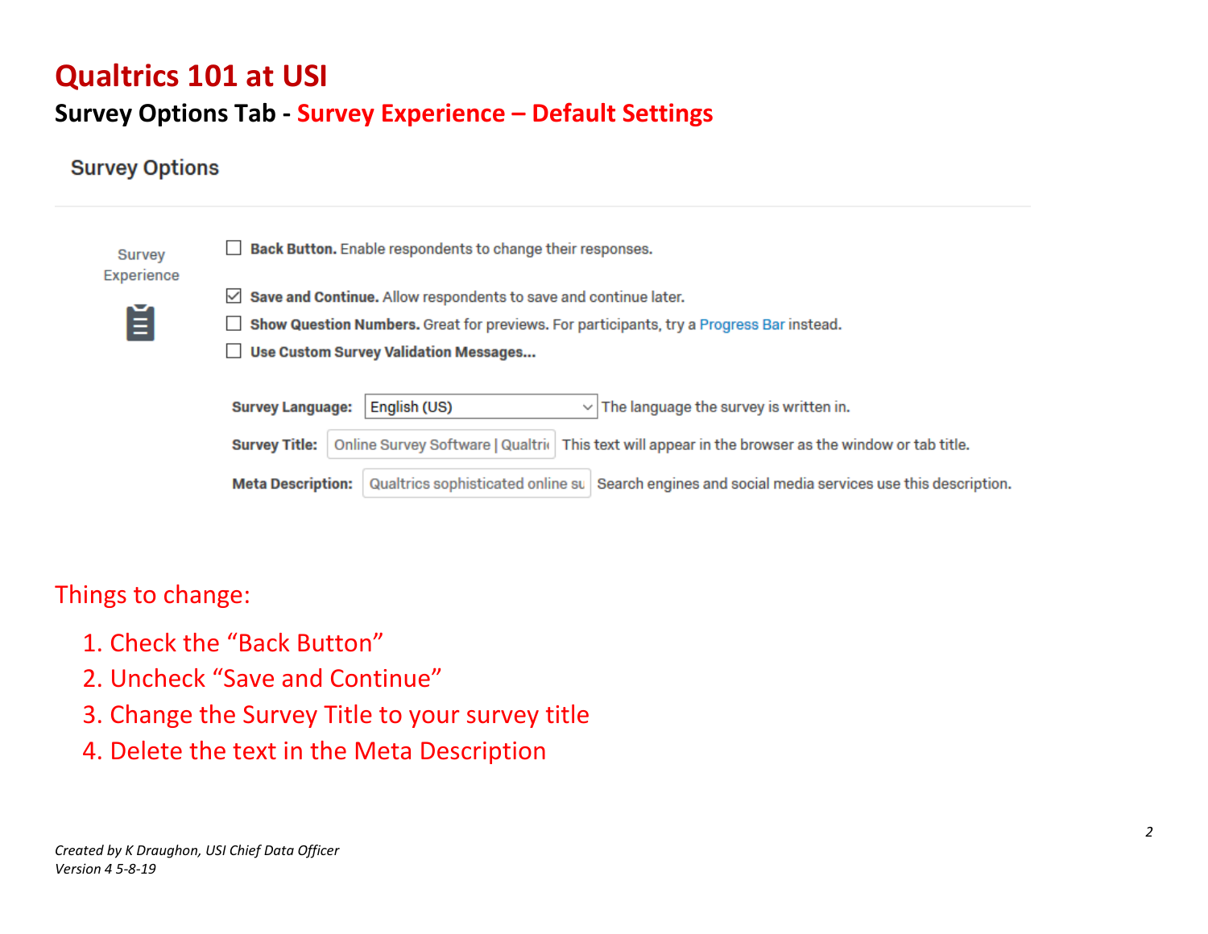# Qualtrics 101 at USI

## Survey Options Tab - Survey Experience – Default Settings

### Survey Options

Survey Experience

- [ ] **Back Button.** Enable respondents to change their responses.
- [x] **Save and Continue.** Allow respondents to save and continue later.
- [ ] **Show Question Numbers.** Great for previews. For participants, try a Progress Bar instead.
- [ ] **Use Custom Survey Validation Messages...**

**Survey Language:** English (US) — The language the survey is written in.

**Survey Title:** Online Survey Software | Qualtri — This text will appear in the browser as the window or tab title.

**Meta Description:** Qualtrics sophisticated online su — Search engines and social media services use this description.

Things to change:

1. Check the "Back Button"
2. Uncheck "Save and Continue"
3. Change the Survey Title to your survey title
4. Delete the text in the Meta Description

*Created by K Draughon, USI Chief Data Officer*
*Version 4 5-8-19*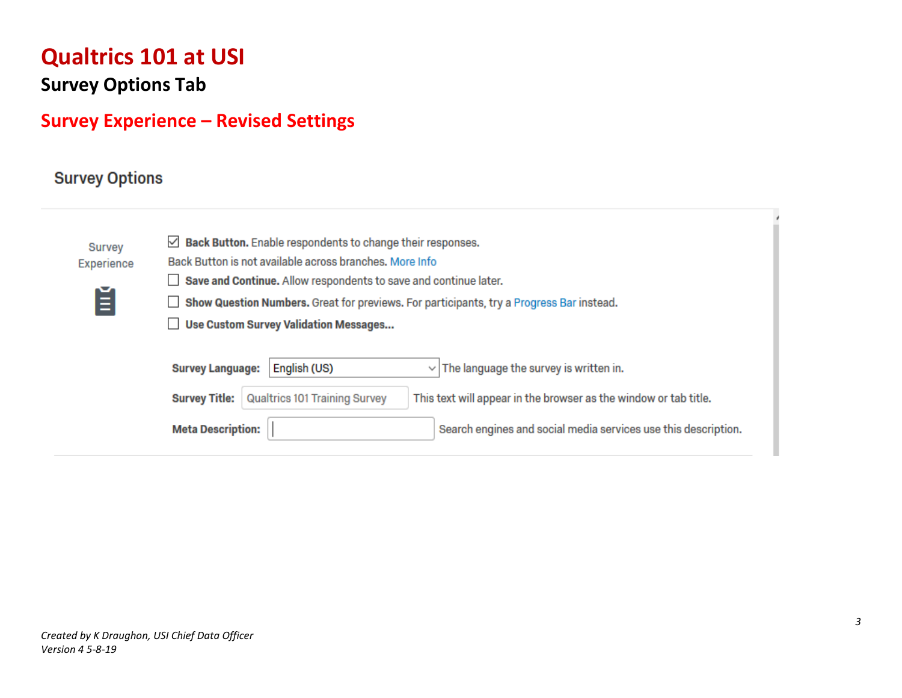# Qualtrics 101 at USI

## Survey Options Tab

## Survey Experience – Revised Settings

### Survey Options

Survey Experience

- [x] **Back Button.** Enable respondents to change their responses.

Back Button is not available across branches. More Info

- [ ] **Save and Continue.** Allow respondents to save and continue later.
- [ ] **Show Question Numbers.** Great for previews. For participants, try a Progress Bar instead.
- [ ] **Use Custom Survey Validation Messages...**

**Survey Language:** English (US) The language the survey is written in.

**Survey Title:** Qualtrics 101 Training Survey This text will appear in the browser as the window or tab title.

**Meta Description:** Search engines and social media services use this description.

*Created by K Draughon, USI Chief Data Officer*
*Version 4 5-8-19*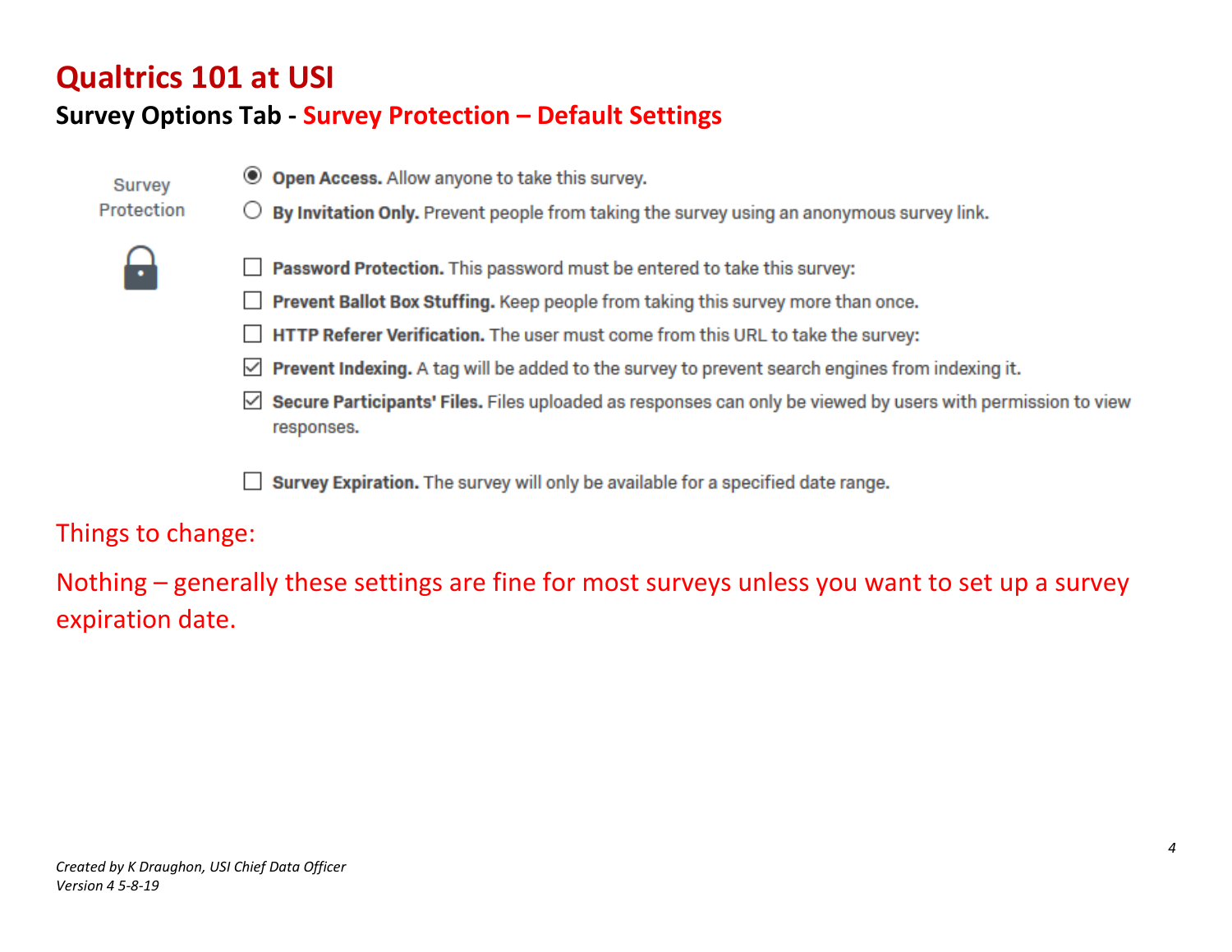# Qualtrics 101 at USI

## Survey Options Tab - Survey Protection – Default Settings

Survey Protection

- (●) **Open Access.** Allow anyone to take this survey.
- ( ) **By Invitation Only.** Prevent people from taking the survey using an anonymous survey link.

- [ ] **Password Protection.** This password must be entered to take this survey:
- [ ] **Prevent Ballot Box Stuffing.** Keep people from taking this survey more than once.
- [ ] **HTTP Referer Verification.** The user must come from this URL to take the survey:
- [x] **Prevent Indexing.** A tag will be added to the survey to prevent search engines from indexing it.
- [x] **Secure Participants' Files.** Files uploaded as responses can only be viewed by users with permission to view responses.

- [ ] **Survey Expiration.** The survey will only be available for a specified date range.

Things to change:

Nothing – generally these settings are fine for most surveys unless you want to set up a survey expiration date.

*Created by K Draughon, USI Chief Data Officer*
*Version 4 5-8-19*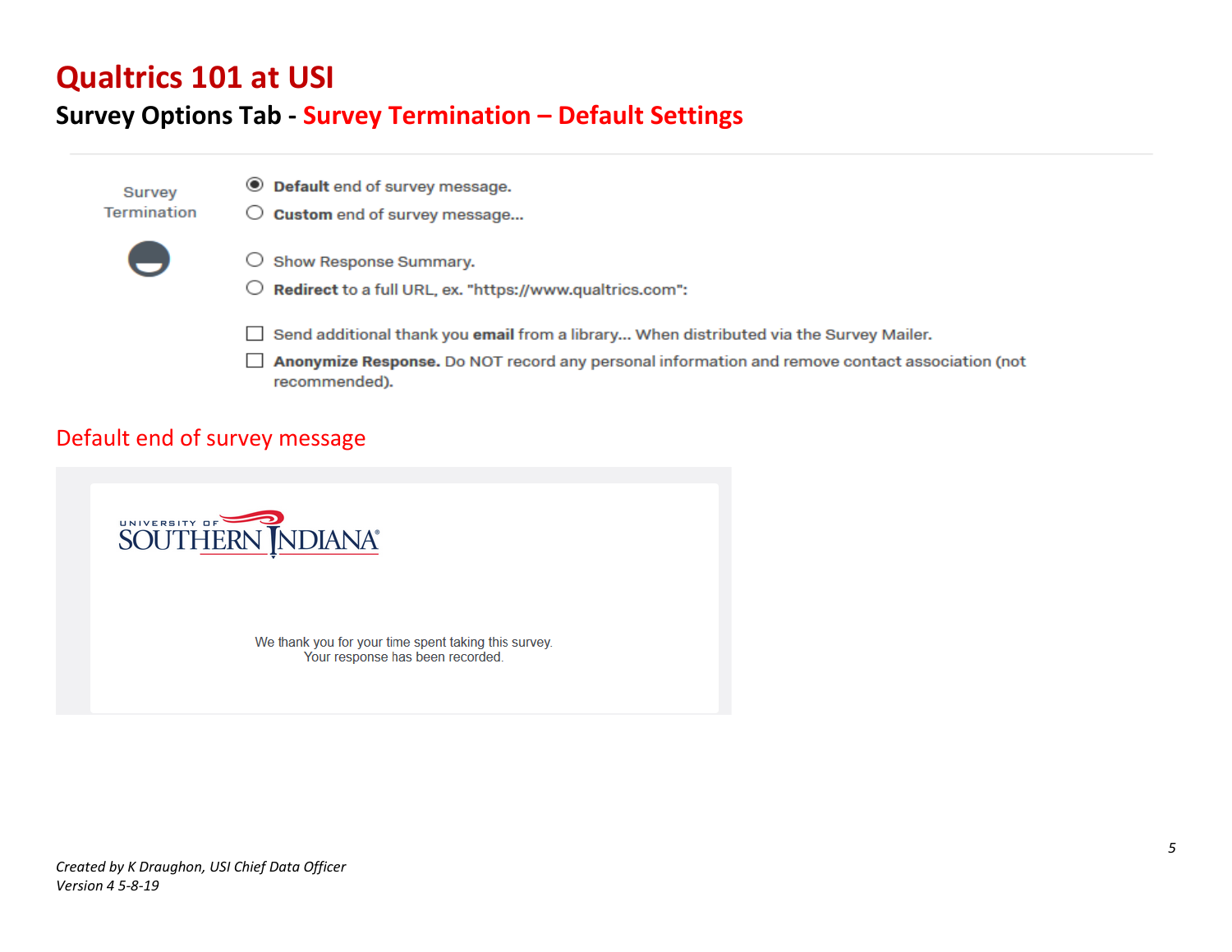# Qualtrics 101 at USI

## Survey Options Tab - Survey Termination – Default Settings

Survey Termination

- (●) **Default** end of survey message.
- ( ) **Custom** end of survey message...
- ( ) Show Response Summary.
- ( ) **Redirect** to a full URL, ex. "https://www.qualtrics.com":

- [ ] Send additional thank you **email** from a library... When distributed via the Survey Mailer.
- [ ] **Anonymize Response.** Do NOT record any personal information and remove contact association (not recommended).

## Default end of survey message

UNIVERSITY OF SOUTHERN INDIANA

We thank you for your time spent taking this survey.
Your response has been recorded.

*Created by K Draughon, USI Chief Data Officer*
*Version 4 5-8-19*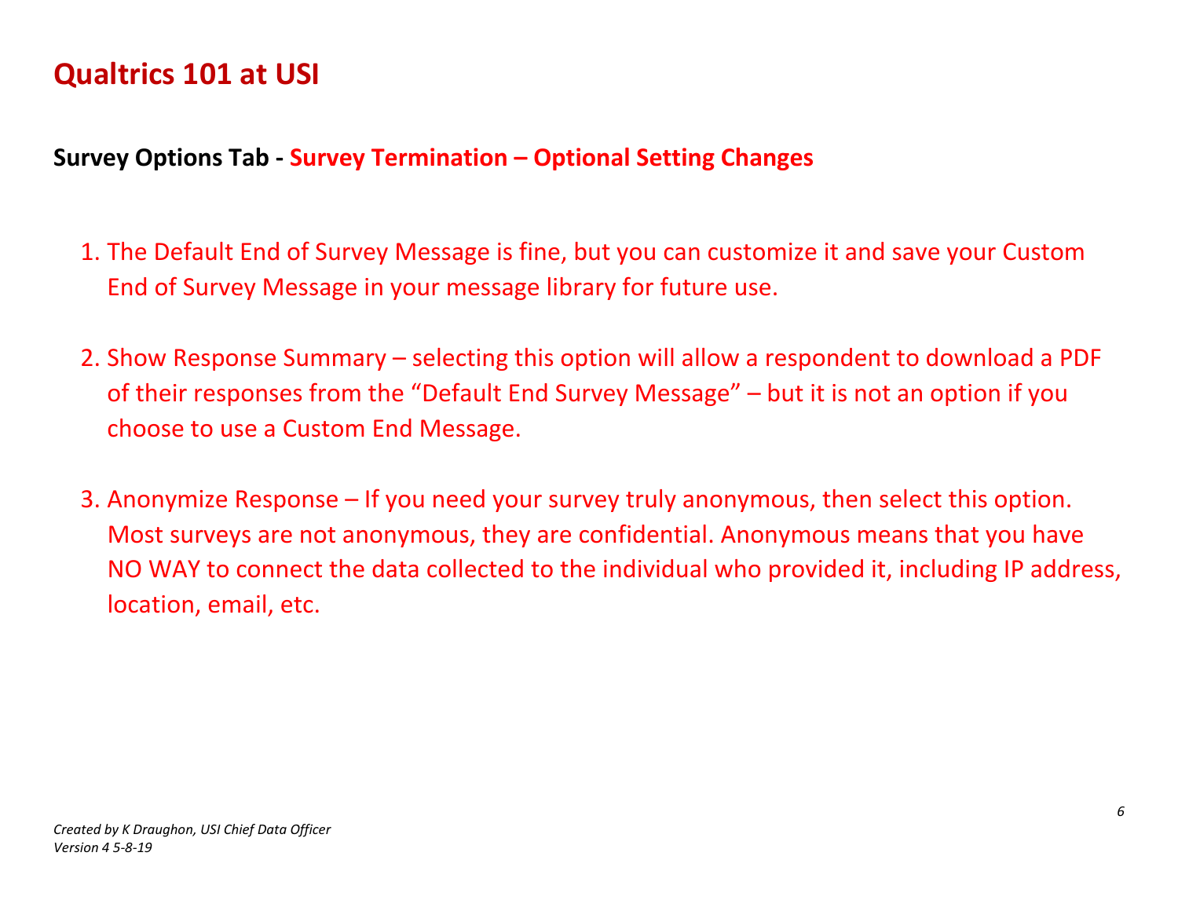# Qualtrics 101 at USI

**Survey Options Tab - Survey Termination – Optional Setting Changes**

1. The Default End of Survey Message is fine, but you can customize it and save your Custom End of Survey Message in your message library for future use.

2. Show Response Summary – selecting this option will allow a respondent to download a PDF of their responses from the "Default End Survey Message" – but it is not an option if you choose to use a Custom End Message.

3. Anonymize Response – If you need your survey truly anonymous, then select this option. Most surveys are not anonymous, they are confidential. Anonymous means that you have NO WAY to connect the data collected to the individual who provided it, including IP address, location, email, etc.

*Created by K Draughon, USI Chief Data Officer*
*Version 4 5-8-19*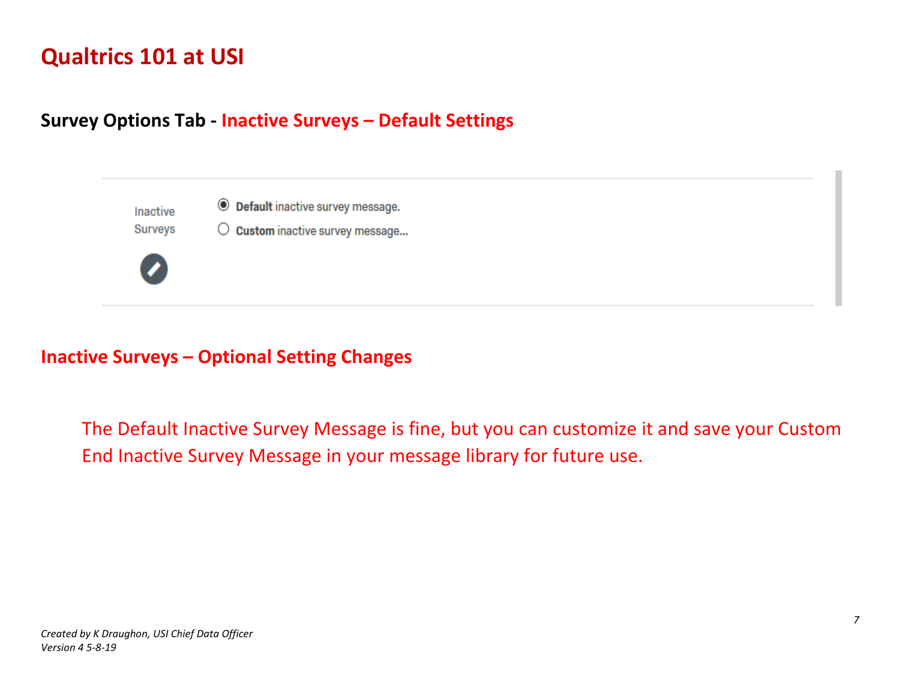# Qualtrics 101 at USI

## Survey Options Tab - Inactive Surveys – Default Settings

Inactive Surveys

- (selected) **Default** inactive survey message.
- **Custom** inactive survey message...

## Inactive Surveys – Optional Setting Changes

The Default Inactive Survey Message is fine, but you can customize it and save your Custom End Inactive Survey Message in your message library for future use.

*Created by K Draughon, USI Chief Data Officer*
*Version 4 5-8-19*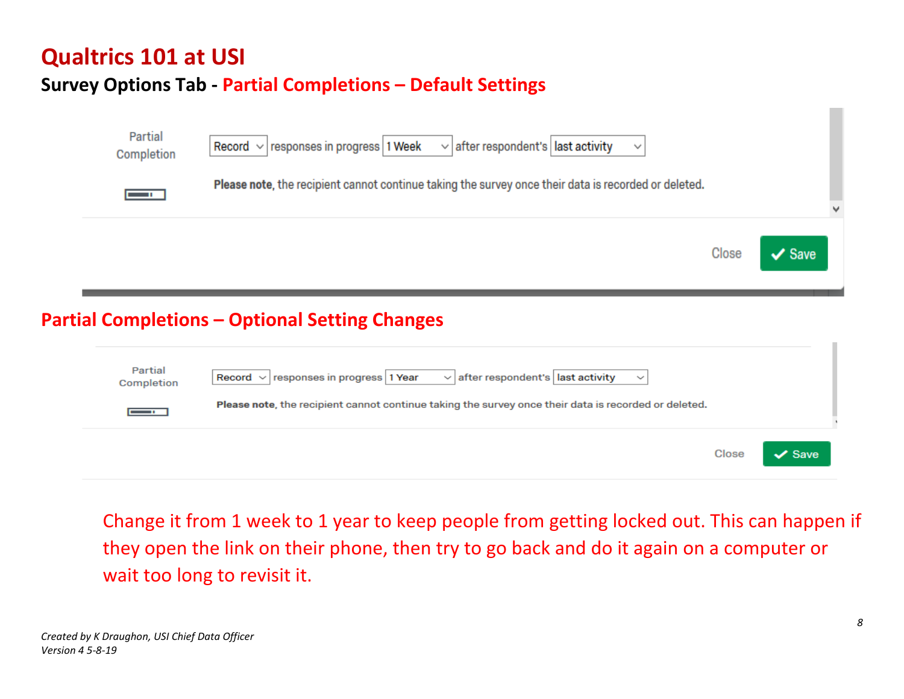# Qualtrics 101 at USI

## Survey Options Tab - Partial Completions – Default Settings

Partial Completion

Record responses in progress 1 Week after respondent's last activity

**Please note**, the recipient cannot continue taking the survey once their data is recorded or deleted.

Close Save

## Partial Completions – Optional Setting Changes

Partial Completion

Record responses in progress 1 Year after respondent's last activity

**Please note**, the recipient cannot continue taking the survey once their data is recorded or deleted.

Close Save

Change it from 1 week to 1 year to keep people from getting locked out. This can happen if they open the link on their phone, then try to go back and do it again on a computer or wait too long to revisit it.

*Created by K Draughon, USI Chief Data Officer*
*Version 4 5-8-19*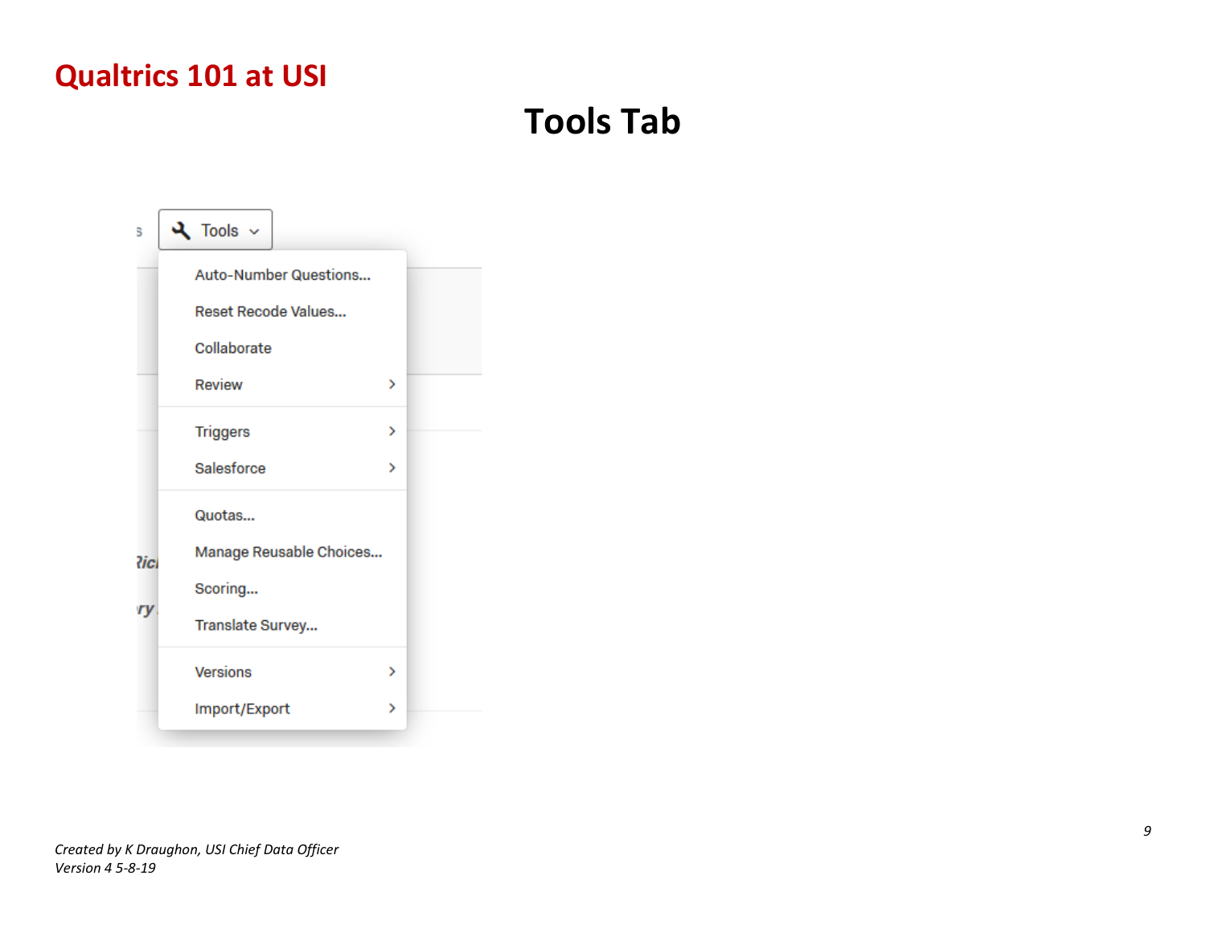# Tools Tab

Tools

- Auto-Number Questions...
- Reset Recode Values...
- Collaborate
- Review
- Triggers
- Salesforce
- Quotas...
- Manage Reusable Choices...
- Scoring...
- Translate Survey...
- Versions
- Import/Export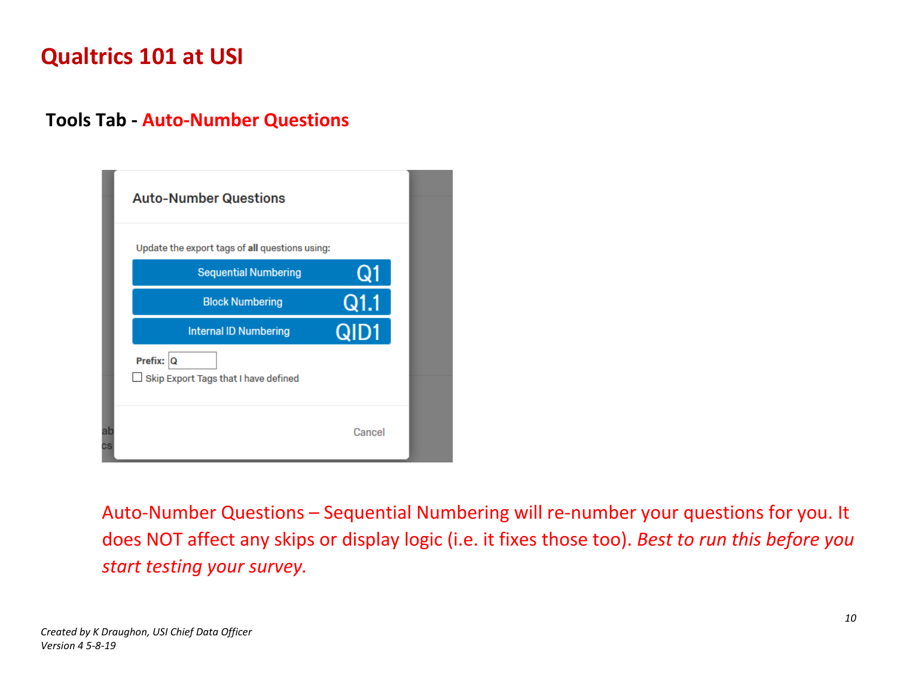# Qualtrics 101 at USI

## Tools Tab - Auto-Number Questions

Auto-Number Questions

Update the export tags of **all** questions using:

- Sequential Numbering — Q1
- Block Numbering — Q1.1
- Internal ID Numbering — QID1

**Prefix:** Q

☐ Skip Export Tags that I have defined

Cancel

Auto-Number Questions – Sequential Numbering will re-number your questions for you. It does NOT affect any skips or display logic (i.e. it fixes those too). *Best to run this before you start testing your survey.*

*Created by K Draughon, USI Chief Data Officer*
*Version 4 5-8-19*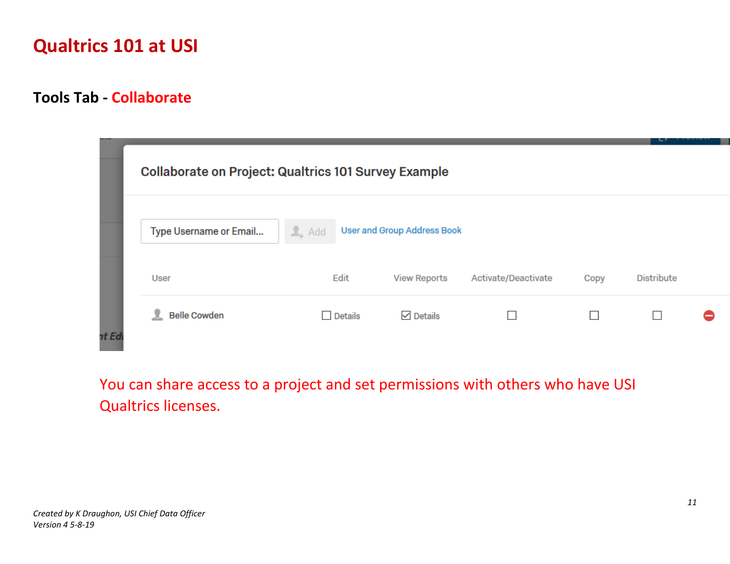# Qualtrics 101 at USI

## Tools Tab - Collaborate

Collaborate on Project: Qualtrics 101 Survey Example

Type Username or Email... | Add | User and Group Address Book

| User | Edit | View Reports | Activate/Deactivate | Copy | Distribute |
|---|---|---|---|---|---|
| Belle Cowden | ☐ Details | ☑ Details | ☐ | ☐ | ☐ |

You can share access to a project and set permissions with others who have USI Qualtrics licenses.

*Created by K Draughon, USI Chief Data Officer*
*Version 4 5-8-19*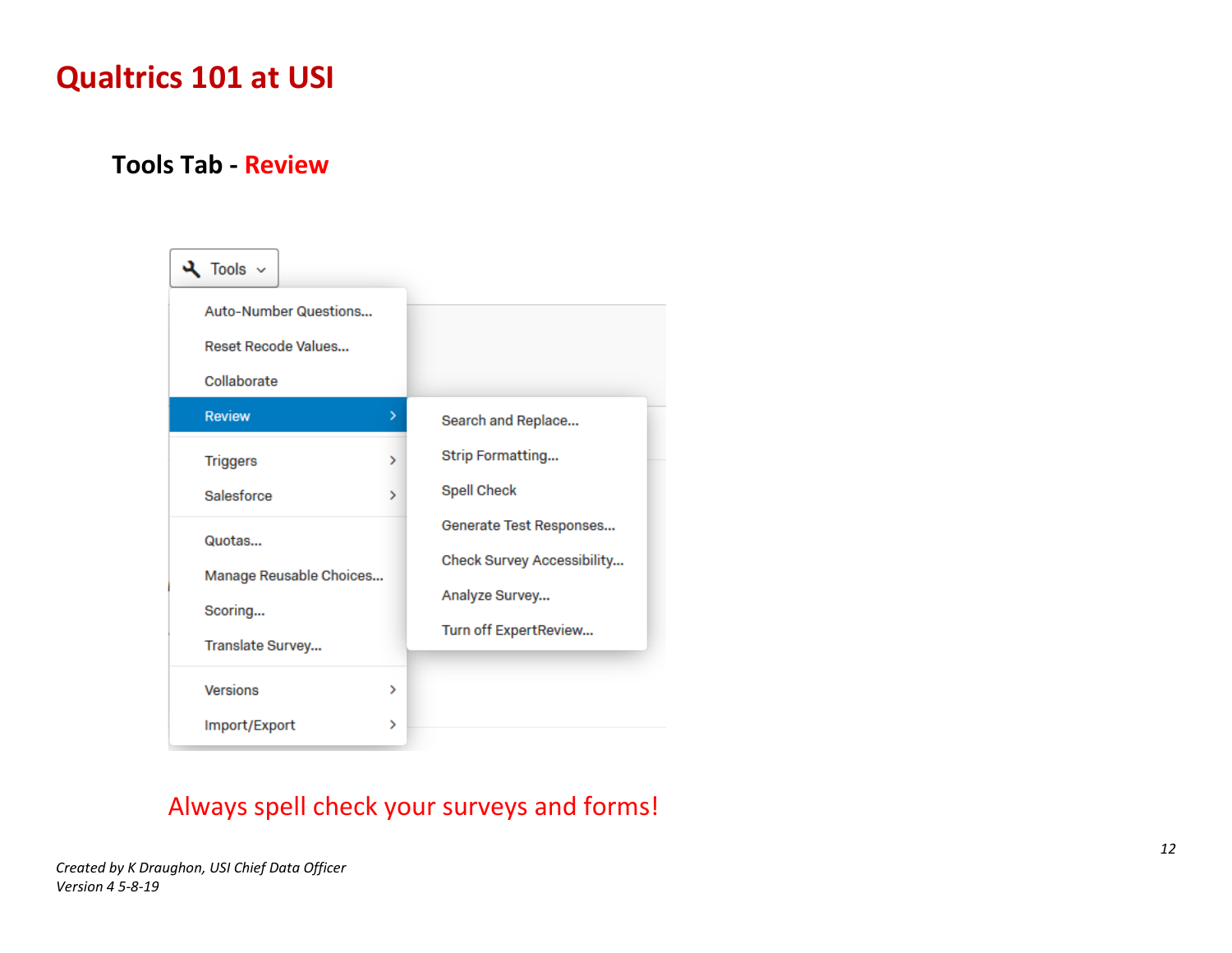# Qualtrics 101 at USI

## Tools Tab - Review

Tools

- Auto-Number Questions...
- Reset Recode Values...
- Collaborate
- Review
  - Search and Replace...
  - Strip Formatting...
  - Spell Check
  - Generate Test Responses...
  - Check Survey Accessibility...
  - Analyze Survey...
  - Turn off ExpertReview...
- Triggers
- Salesforce
- Quotas...
- Manage Reusable Choices...
- Scoring...
- Translate Survey...
- Versions
- Import/Export

Always spell check your surveys and forms!

*Created by K Draughon, USI Chief Data Officer*
*Version 4 5-8-19*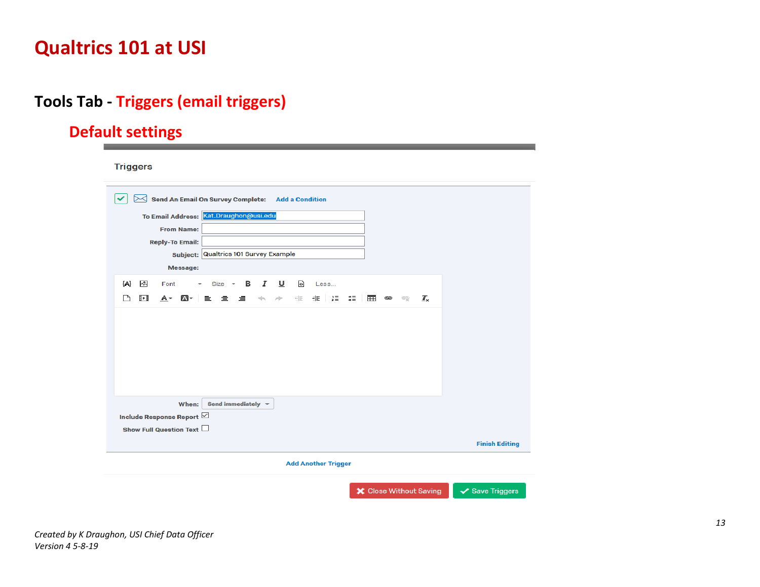# Qualtrics 101 at USI

## Tools Tab - Triggers (email triggers)

### Default settings

Triggers

Send An Email On Survey Complete: Add a Condition

To Email Address: Kat.Draughon@usi.edu

From Name:

Reply-To Email:

Subject: Qualtrics 101 Survey Example

Message:

When: Send immediately

Include Response Report

Show Full Question Text

Finish Editing

Add Another Trigger

Close Without Saving | Save Triggers

*Created by K Draughon, USI Chief Data Officer*
*Version 4 5-8-19*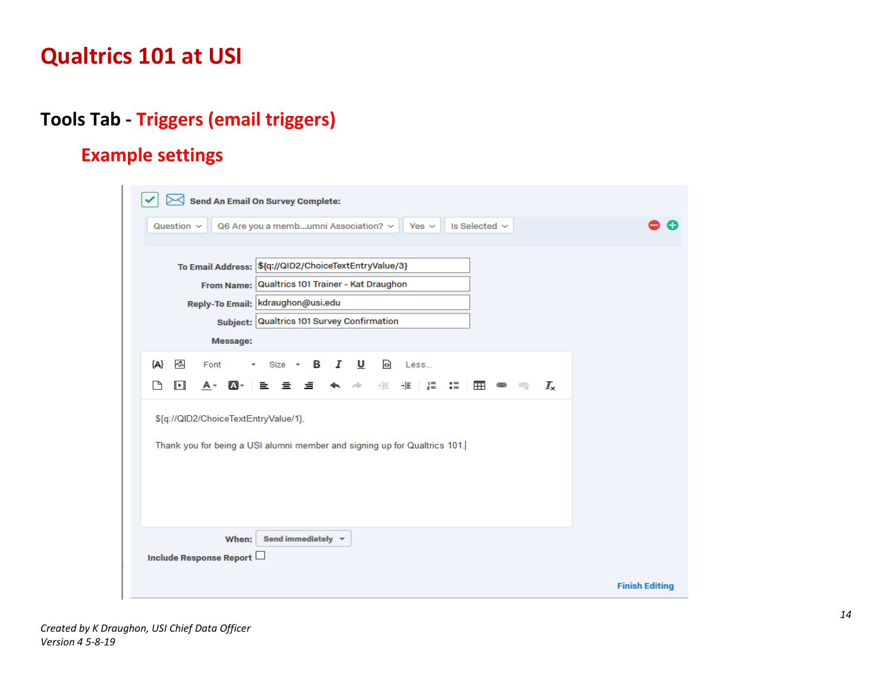# Qualtrics 101 at USI

## Tools Tab - Triggers (email triggers)

### Example settings

Send An Email On Survey Complete:

Question | Q6 Are you a memb...umni Association? | Yes | Is Selected

To Email Address: ${q://QID2/ChoiceTextEntryValue/3}

From Name: Qualtrics 101 Trainer - Kat Draughon

Reply-To Email: kdraughon@usi.edu

Subject: Qualtrics 101 Survey Confirmation

Message:

${q://QID2/ChoiceTextEntryValue/1},

Thank you for being a USI alumni member and signing up for Qualtrics 101.

When: Send immediately

Include Response Report

Finish Editing

*Created by K Draughon, USI Chief Data Officer*
*Version 4 5-8-19*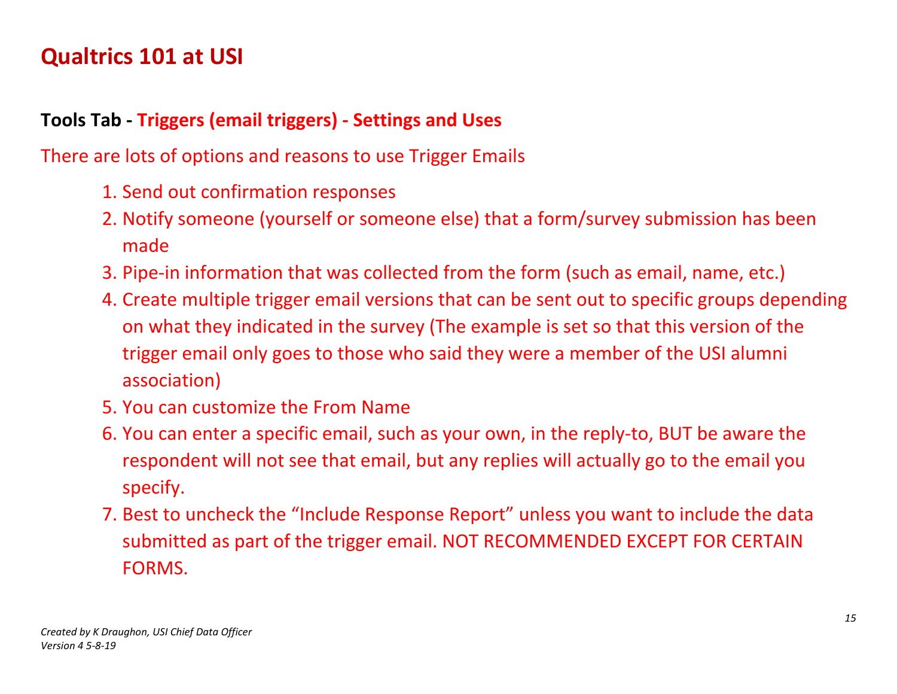# Qualtrics 101 at USI

## Tools Tab - Triggers (email triggers) - Settings and Uses

There are lots of options and reasons to use Trigger Emails

1. Send out confirmation responses
2. Notify someone (yourself or someone else) that a form/survey submission has been made
3. Pipe-in information that was collected from the form (such as email, name, etc.)
4. Create multiple trigger email versions that can be sent out to specific groups depending on what they indicated in the survey (The example is set so that this version of the trigger email only goes to those who said they were a member of the USI alumni association)
5. You can customize the From Name
6. You can enter a specific email, such as your own, in the reply-to, BUT be aware the respondent will not see that email, but any replies will actually go to the email you specify.
7. Best to uncheck the "Include Response Report" unless you want to include the data submitted as part of the trigger email. NOT RECOMMENDED EXCEPT FOR CERTAIN FORMS.

*Created by K Draughon, USI Chief Data Officer*
*Version 4 5-8-19*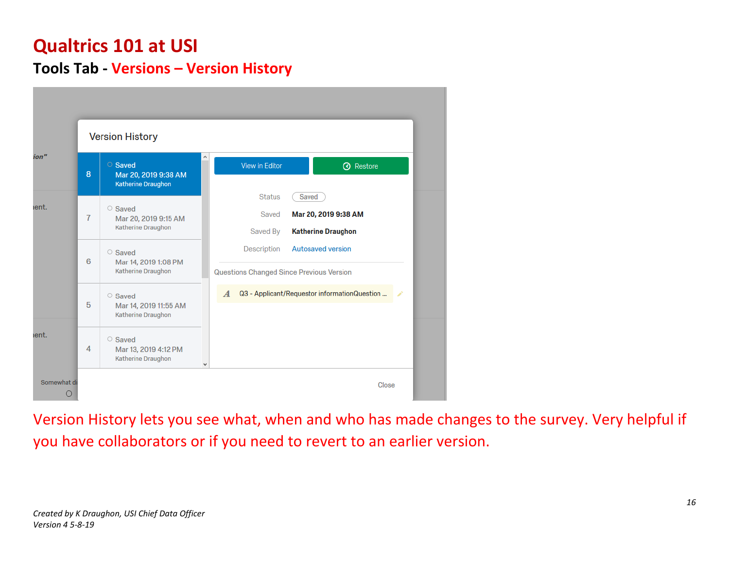# Qualtrics 101 at USI

## Tools Tab - Versions – Version History

Version History

| | |
|---|---|
| 8 | Saved<br>Mar 20, 2019 9:38 AM<br>Katherine Draughon |
| 7 | Saved<br>Mar 20, 2019 9:15 AM<br>Katherine Draughon |
| 6 | Saved<br>Mar 14, 2019 1:08 PM<br>Katherine Draughon |
| 5 | Saved<br>Mar 14, 2019 11:55 AM<br>Katherine Draughon |
| 4 | Saved<br>Mar 13, 2019 4:12 PM<br>Katherine Draughon |

View in Editor | Restore

| | |
|---|---|
| Status | Saved |
| Saved | Mar 20, 2019 9:38 AM |
| Saved By | Katherine Draughon |
| Description | Autosaved version |

Questions Changed Since Previous Version

Q3 - Applicant/Requestor informationQuestion ...

Close

Version History lets you see what, when and who has made changes to the survey. Very helpful if you have collaborators or if you need to revert to an earlier version.

*Created by K Draughon, USI Chief Data Officer*
*Version 4 5-8-19*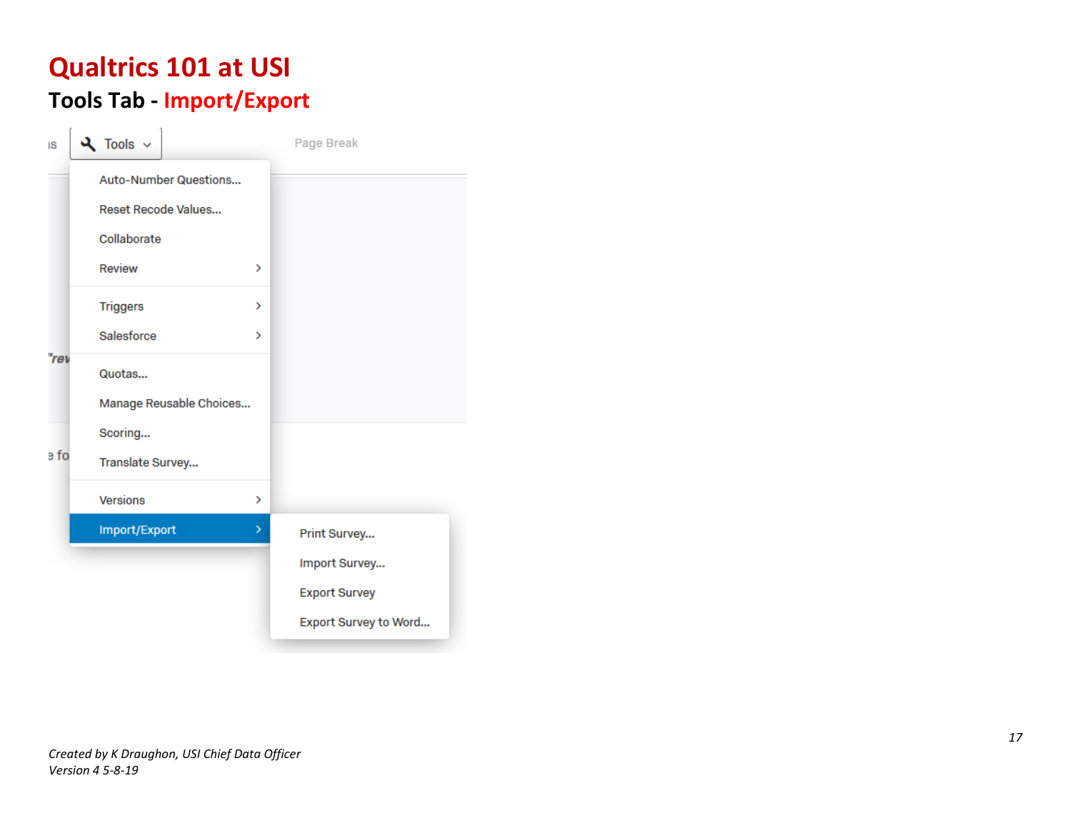# Qualtrics 101 at USI

## Tools Tab - Import/Export

Tools

- Auto-Number Questions...
- Reset Recode Values...
- Collaborate
- Review
- Triggers
- Salesforce
- Quotas...
- Manage Reusable Choices...
- Scoring...
- Translate Survey...
- Versions
- Import/Export
  - Print Survey...
  - Import Survey...
  - Export Survey
  - Export Survey to Word...

*Created by K Draughon, USI Chief Data Officer*
*Version 4 5-8-19*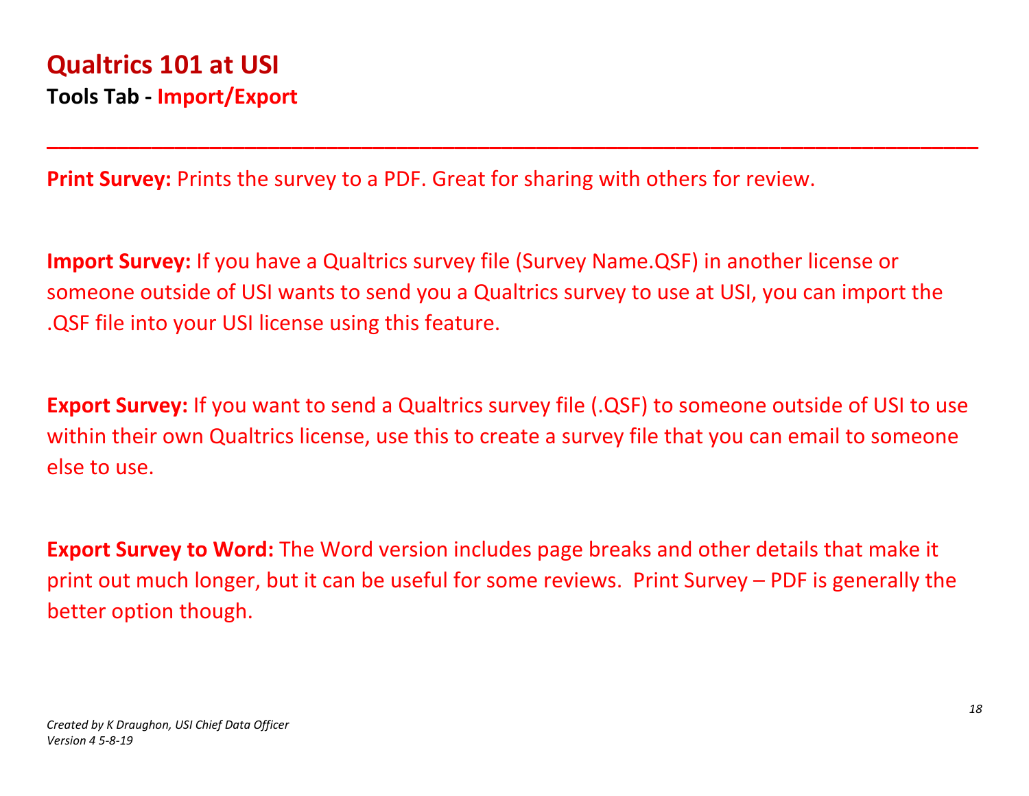# Qualtrics 101 at USI

## Tools Tab - Import/Export

---

**Print Survey:** Prints the survey to a PDF. Great for sharing with others for review.

**Import Survey:** If you have a Qualtrics survey file (Survey Name.QSF) in another license or someone outside of USI wants to send you a Qualtrics survey to use at USI, you can import the .QSF file into your USI license using this feature.

**Export Survey:** If you want to send a Qualtrics survey file (.QSF) to someone outside of USI to use within their own Qualtrics license, use this to create a survey file that you can email to someone else to use.

**Export Survey to Word:** The Word version includes page breaks and other details that make it print out much longer, but it can be useful for some reviews. Print Survey – PDF is generally the better option though.

*Created by K Draughon, USI Chief Data Officer*
*Version 4 5-8-19*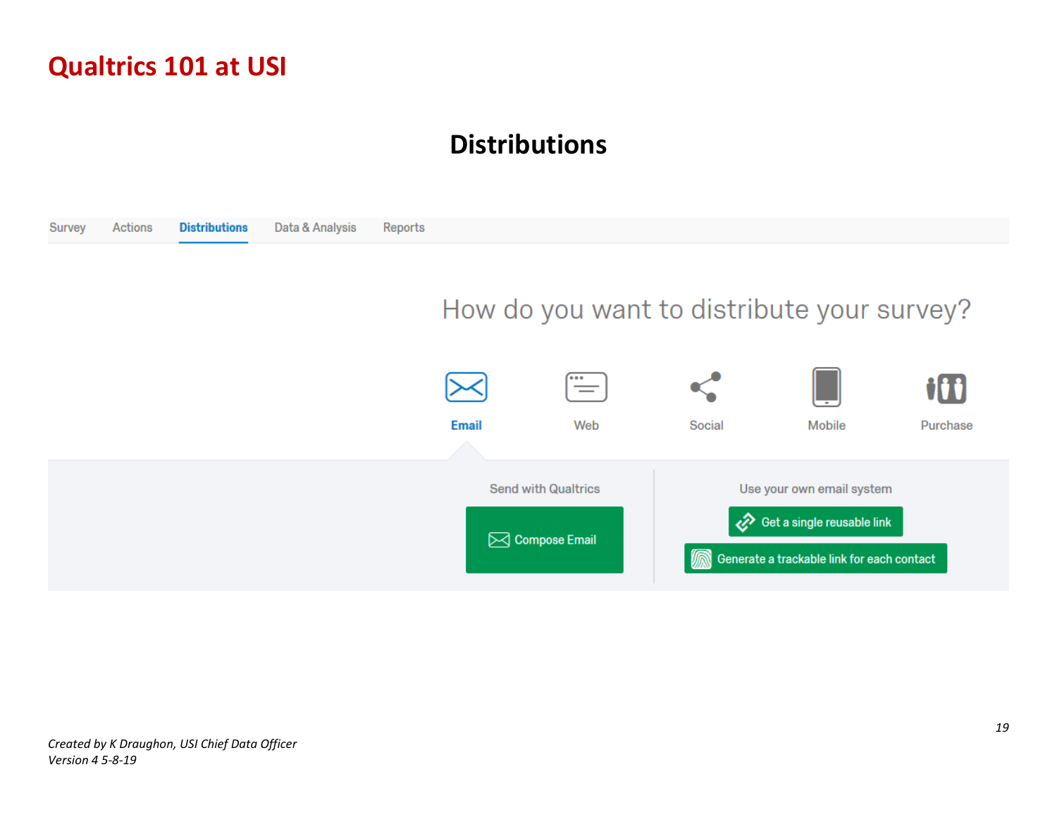# Qualtrics 101 at USI

## Distributions

Survey Actions **Distributions** Data & Analysis Reports

How do you want to distribute your survey?

Email Web Social Mobile Purchase

Send with Qualtrics

Compose Email

Use your own email system

Get a single reusable link

Generate a trackable link for each contact

*Created by K Draughon, USI Chief Data Officer*
*Version 4 5-8-19*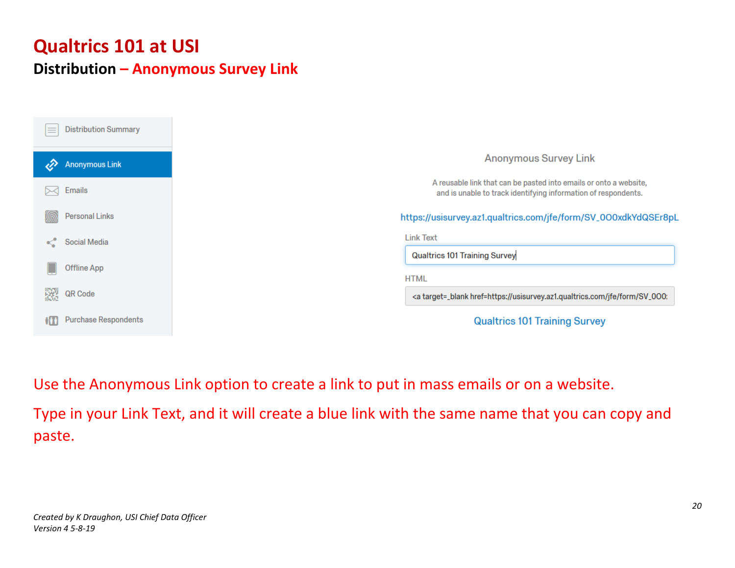# Qualtrics 101 at USI

## Distribution – Anonymous Survey Link

- Distribution Summary
- Anonymous Link
- Emails
- Personal Links
- Social Media
- Offline App
- QR Code
- Purchase Respondents

Anonymous Survey Link

A reusable link that can be pasted into emails or onto a website, and is unable to track identifying information of respondents.

https://usisurvey.az1.qualtrics.com/jfe/form/SV_0O0xdkYdQSEr8pL

Link Text

Qualtrics 101 Training Survey

HTML

<a target=_blank href=https://usisurvey.az1.qualtrics.com/jfe/form/SV_0O0:

Qualtrics 101 Training Survey

Use the Anonymous Link option to create a link to put in mass emails or on a website.

Type in your Link Text, and it will create a blue link with the same name that you can copy and paste.

*Created by K Draughon, USI Chief Data Officer*
*Version 4 5-8-19*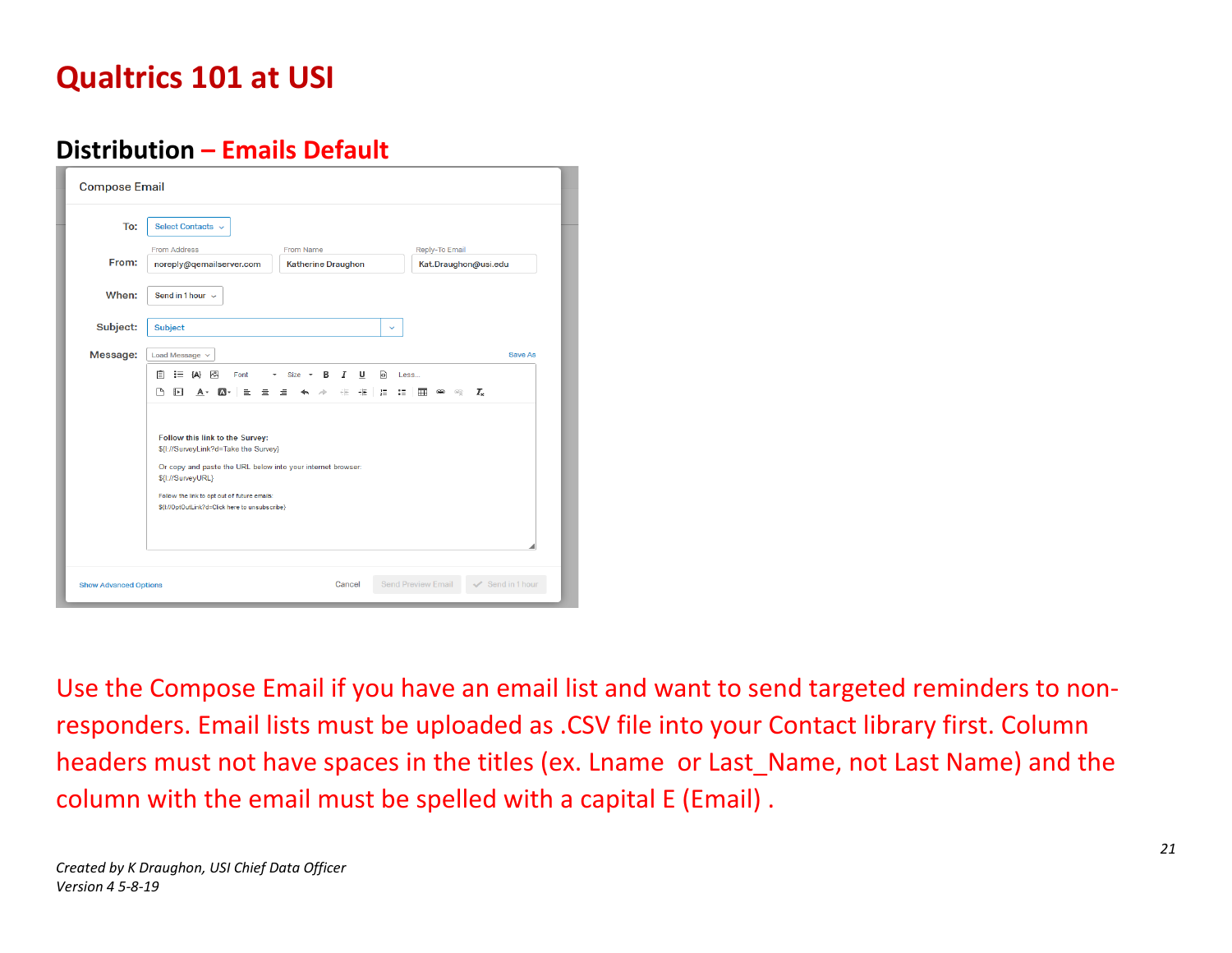# Qualtrics 101 at USI

## Distribution – Emails Default

Use the Compose Email if you have an email list and want to send targeted reminders to non-responders. Email lists must be uploaded as .CSV file into your Contact library first. Column headers must not have spaces in the titles (ex. Lname or Last_Name, not Last Name) and the column with the email must be spelled with a capital E (Email) .

*Created by K Draughon, USI Chief Data Officer*
*Version 4 5-8-19*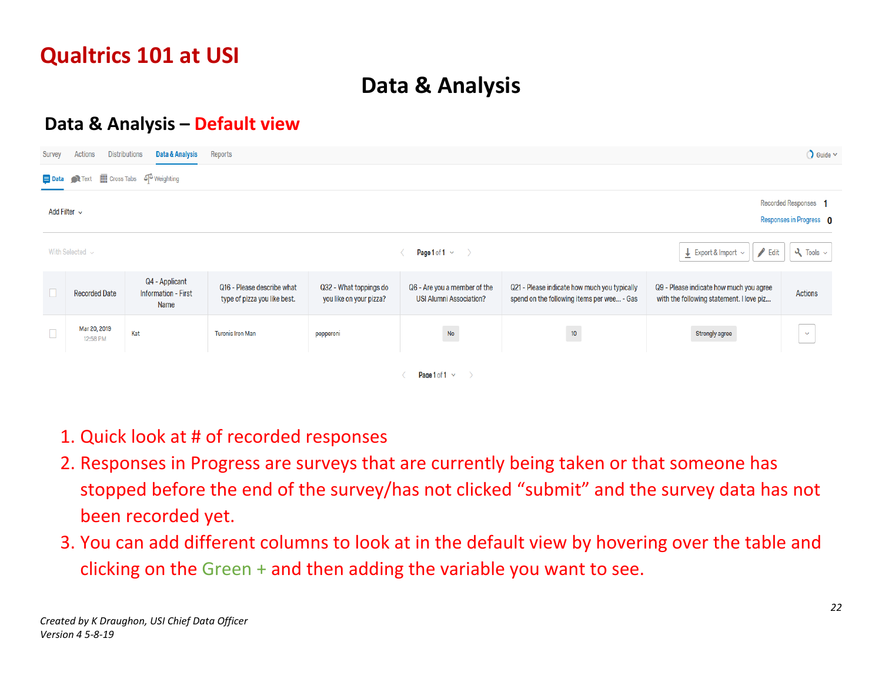# Qualtrics 101 at USI

## Data & Analysis

### Data & Analysis – Default view

Survey | Actions | Distributions | Data & Analysis | Reports | Guide

Data | Text | Cross Tabs | Weighting

Add Filter

Recorded Responses 1

Responses in Progress 0

With Selected

Page 1 of 1

Export & Import | Edit | Tools

| | Recorded Date | Q4 - Applicant Information - First Name | Q16 - Please describe what type of pizza you like best. | Q32 - What toppings do you like on your pizza? | Q6 - Are you a member of the USI Alumni Association? | Q21 - Please indicate how much you typically spend on the following items per wee... - Gas | Q9 - Please indicate how much you agree with the following statement. I love piz... | Actions |
|---|---|---|---|---|---|---|---|---|
| | Mar 20, 2019 12:58 PM | Kat | Turonis Iron Man | pepperoni | No | 10 | Strongly agree | |

Page 1 of 1

1. Quick look at # of recorded responses
2. Responses in Progress are surveys that are currently being taken or that someone has stopped before the end of the survey/has not clicked “submit” and the survey data has not been recorded yet.
3. You can add different columns to look at in the default view by hovering over the table and clicking on the Green + and then adding the variable you want to see.

*Created by K Draughon, USI Chief Data Officer*
*Version 4 5-8-19*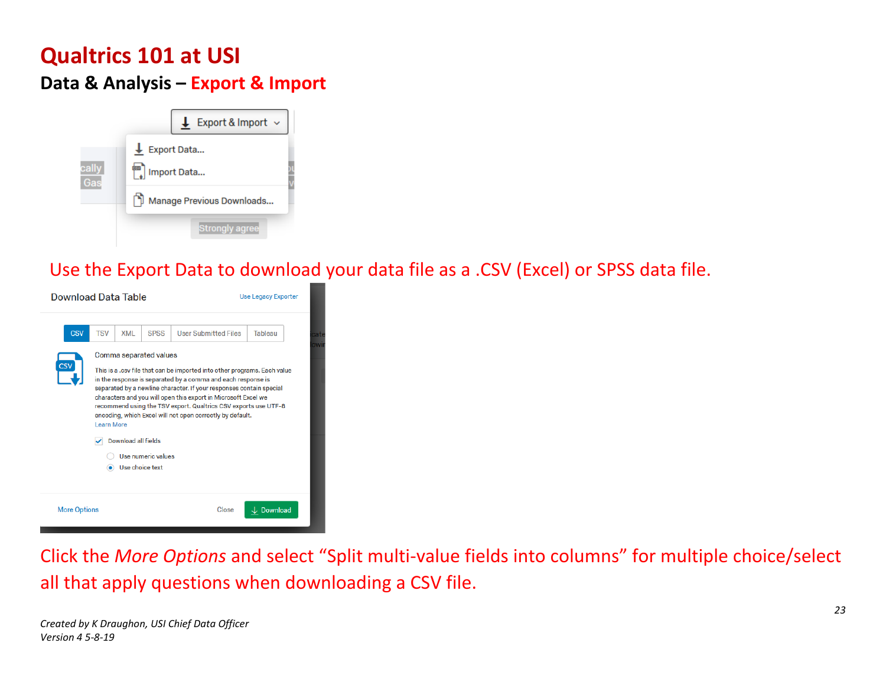# Qualtrics 101 at USI

## Data & Analysis – Export & Import

Use the Export Data to download your data file as a .CSV (Excel) or SPSS data file.

Click the *More Options* and select “Split multi-value fields into columns” for multiple choice/select all that apply questions when downloading a CSV file.

*Created by K Draughon, USI Chief Data Officer*
*Version 4 5-8-19*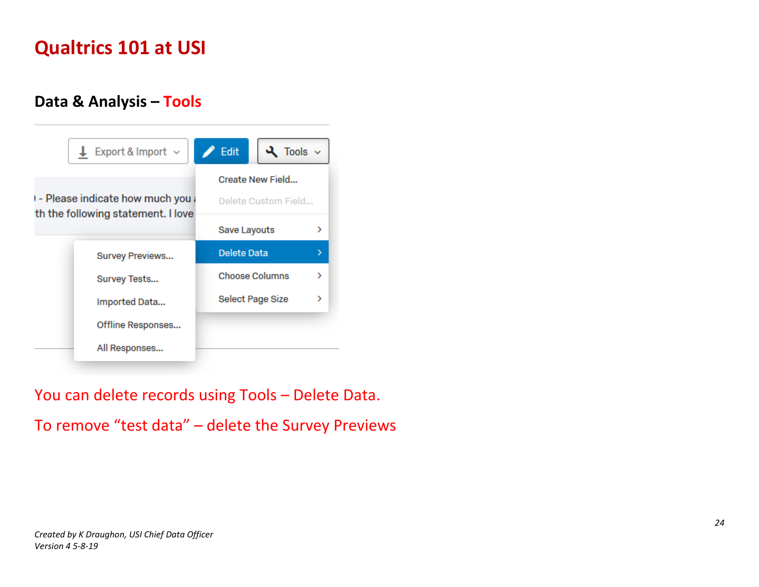# Qualtrics 101 at USI

## Data & Analysis – Tools

You can delete records using Tools – Delete Data.

To remove "test data" – delete the Survey Previews

*Created by K Draughon, USI Chief Data Officer*
*Version 4 5-8-19*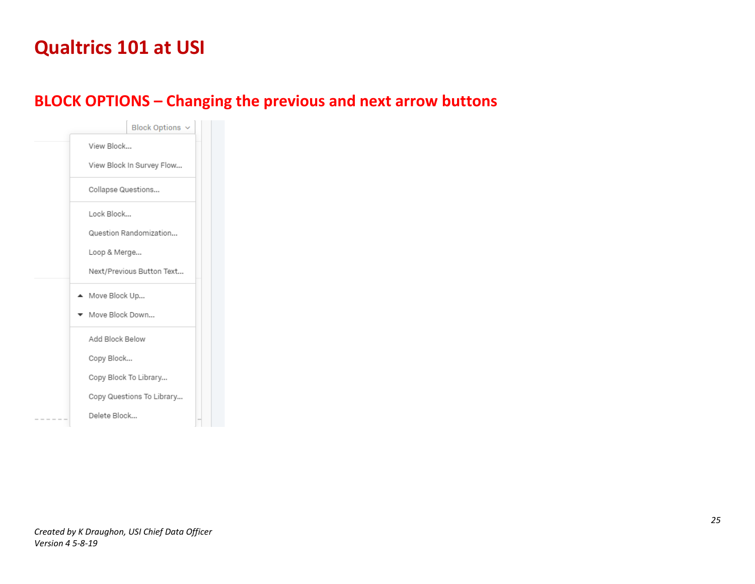# Qualtrics 101 at USI

## BLOCK OPTIONS – Changing the previous and next arrow buttons

Block Options

- View Block...
- View Block In Survey Flow...
- Collapse Questions...
- Lock Block...
- Question Randomization...
- Loop & Merge...
- Next/Previous Button Text...
- Move Block Up...
- Move Block Down...
- Add Block Below
- Copy Block...
- Copy Block To Library...
- Copy Questions To Library...
- Delete Block...

*Created by K Draughon, USI Chief Data Officer*
*Version 4 5-8-19*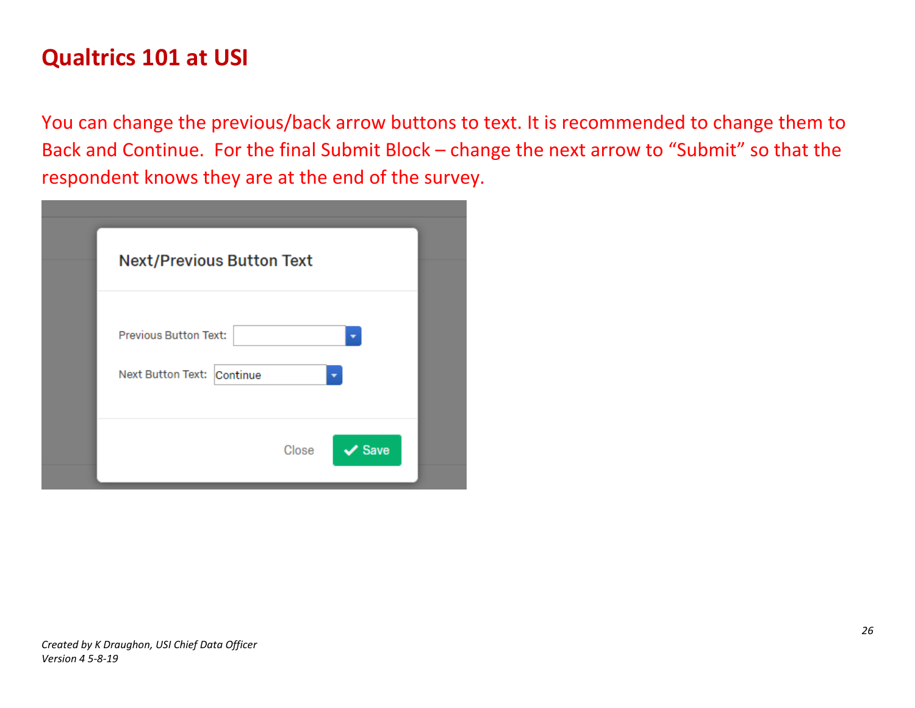# Qualtrics 101 at USI

You can change the previous/back arrow buttons to text. It is recommended to change them to Back and Continue.  For the final Submit Block – change the next arrow to "Submit" so that the respondent knows they are at the end of the survey.

Next/Previous Button Text

Previous Button Text:

Next Button Text: Continue

Close   Save

*Created by K Draughon, USI Chief Data Officer*
*Version 4 5-8-19*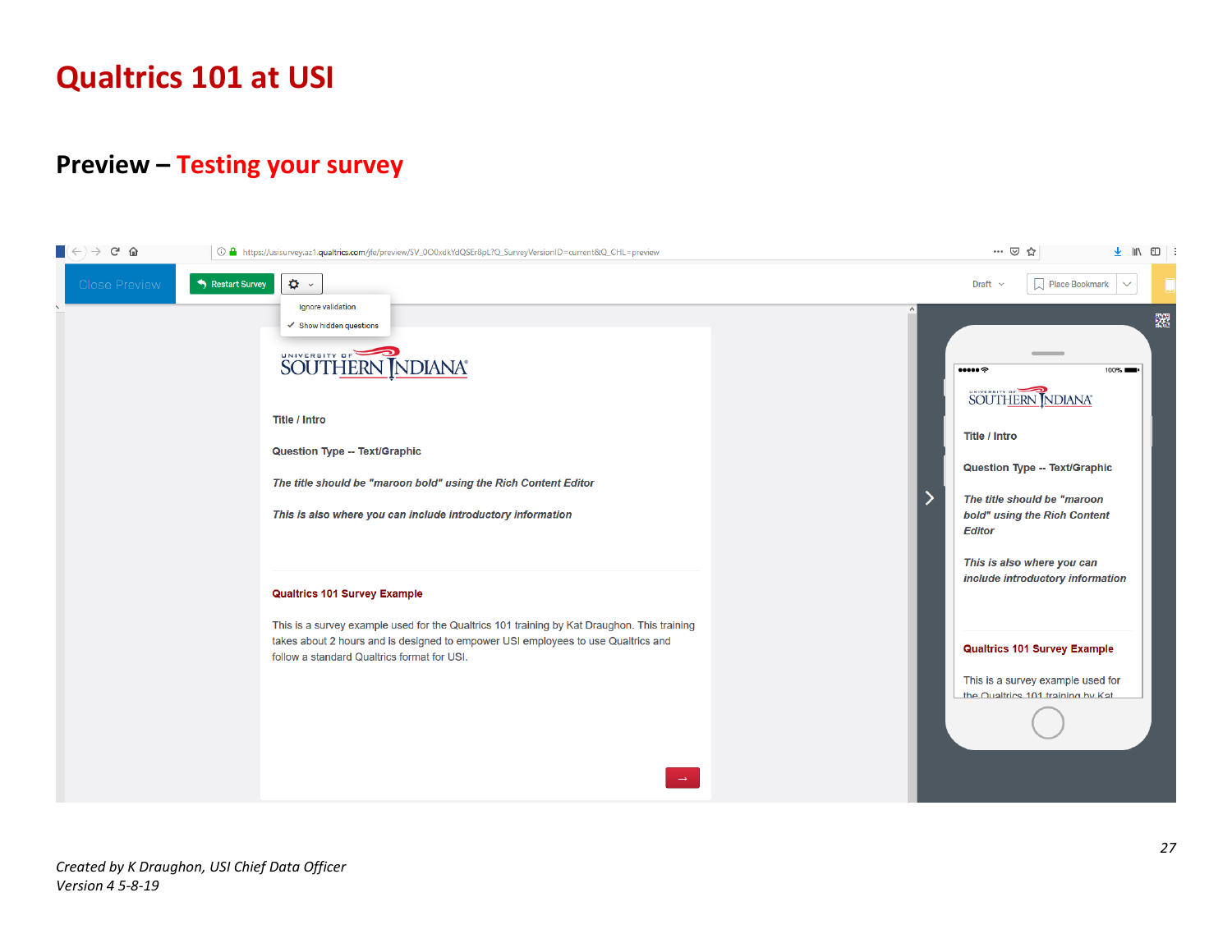# Qualtrics 101 at USI

## Preview – Testing your survey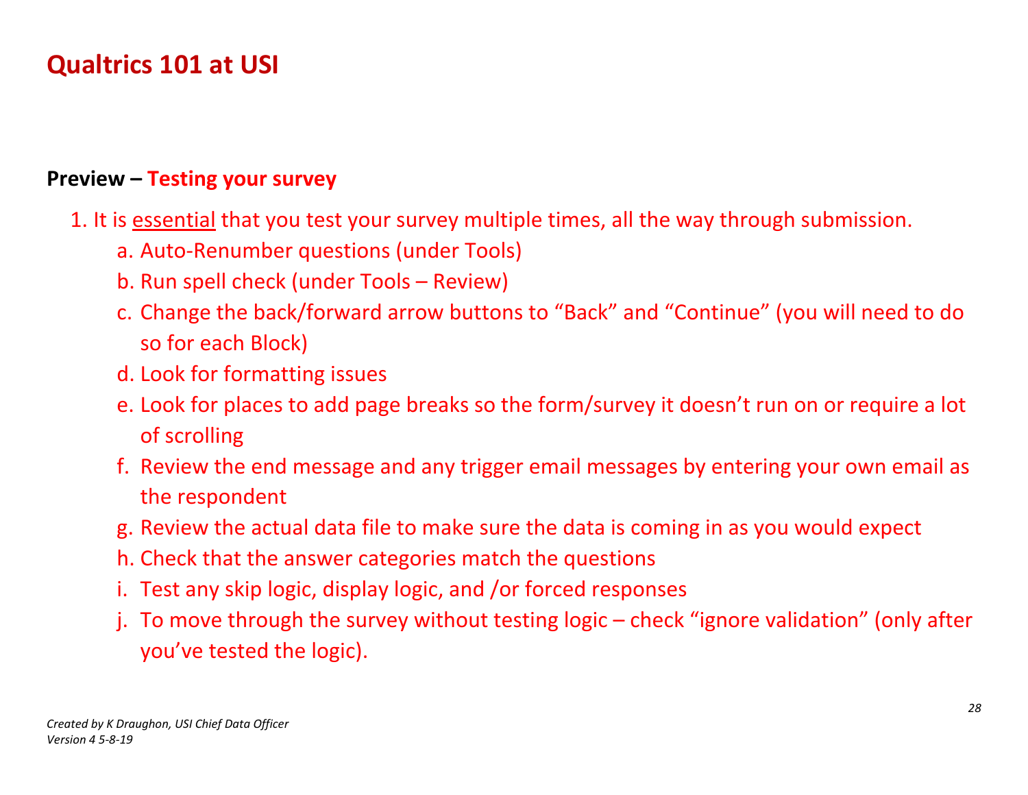# Qualtrics 101 at USI

## Preview – Testing your survey

1. It is essential that you test your survey multiple times, all the way through submission.
   a. Auto-Renumber questions (under Tools)
   b. Run spell check (under Tools – Review)
   c. Change the back/forward arrow buttons to "Back" and "Continue" (you will need to do so for each Block)
   d. Look for formatting issues
   e. Look for places to add page breaks so the form/survey it doesn't run on or require a lot of scrolling
   f. Review the end message and any trigger email messages by entering your own email as the respondent
   g. Review the actual data file to make sure the data is coming in as you would expect
   h. Check that the answer categories match the questions
   i. Test any skip logic, display logic, and /or forced responses
   j. To move through the survey without testing logic – check "ignore validation" (only after you've tested the logic).

*Created by K Draughon, USI Chief Data Officer*
*Version 4 5-8-19*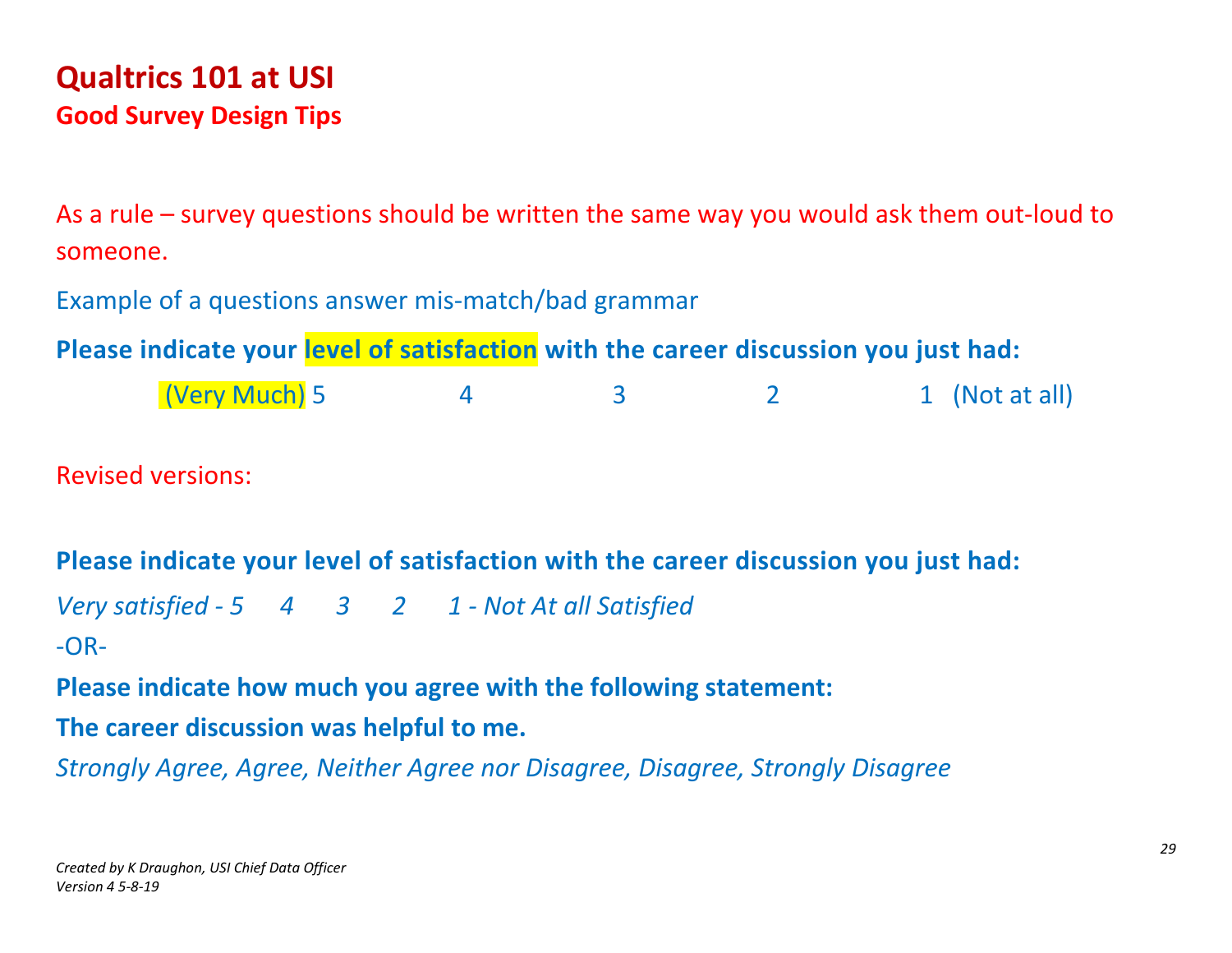# Qualtrics 101 at USI

## Good Survey Design Tips

As a rule – survey questions should be written the same way you would ask them out-loud to someone.

Example of a questions answer mis-match/bad grammar

**Please indicate your level of satisfaction with the career discussion you just had:**

(Very Much) 5 4 3 2 1 (Not at all)

Revised versions:

**Please indicate your level of satisfaction with the career discussion you just had:**

*Very satisfied - 5 4 3 2 1 - Not At all Satisfied*

-OR-

**Please indicate how much you agree with the following statement:**

**The career discussion was helpful to me.**

*Strongly Agree, Agree, Neither Agree nor Disagree, Disagree, Strongly Disagree*

*Created by K Draughon, USI Chief Data Officer*
*Version 4 5-8-19*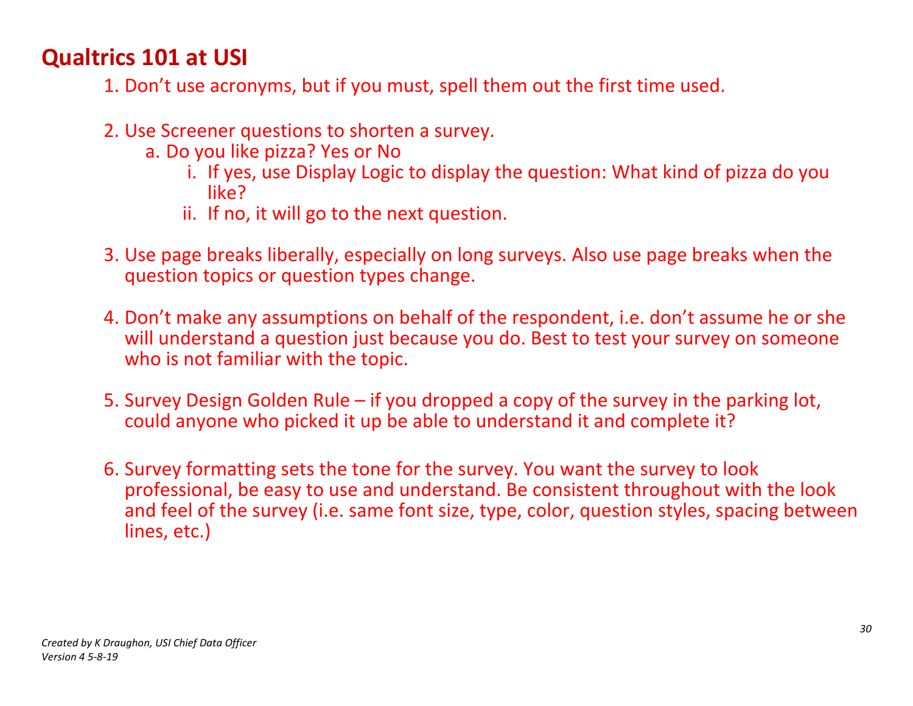## Qualtrics 101 at USI

1. Don't use acronyms, but if you must, spell them out the first time used.

2. Use Screener questions to shorten a survey.
   a. Do you like pizza? Yes or No
      i. If yes, use Display Logic to display the question: What kind of pizza do you like?
      ii. If no, it will go to the next question.

3. Use page breaks liberally, especially on long surveys. Also use page breaks when the question topics or question types change.

4. Don't make any assumptions on behalf of the respondent, i.e. don't assume he or she will understand a question just because you do. Best to test your survey on someone who is not familiar with the topic.

5. Survey Design Golden Rule – if you dropped a copy of the survey in the parking lot, could anyone who picked it up be able to understand it and complete it?

6. Survey formatting sets the tone for the survey. You want the survey to look professional, be easy to use and understand. Be consistent throughout with the look and feel of the survey (i.e. same font size, type, color, question styles, spacing between lines, etc.)

*Created by K Draughon, USI Chief Data Officer*
*Version 4 5-8-19*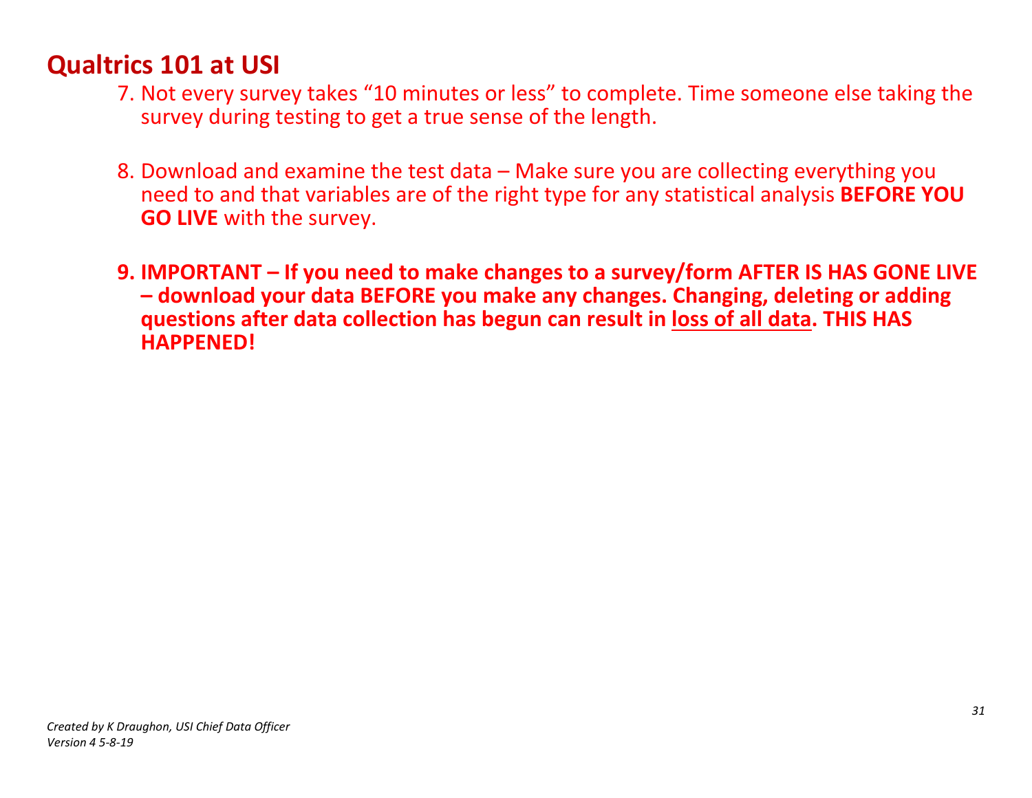# Qualtrics 101 at USI

7. Not every survey takes "10 minutes or less" to complete. Time someone else taking the survey during testing to get a true sense of the length.

8. Download and examine the test data – Make sure you are collecting everything you need to and that variables are of the right type for any statistical analysis **BEFORE YOU GO LIVE** with the survey.

9. **IMPORTANT – If you need to make changes to a survey/form AFTER IS HAS GONE LIVE – download your data BEFORE you make any changes. Changing, deleting or adding questions after data collection has begun can result in <u>loss of all data</u>. THIS HAS HAPPENED!**

*Created by K Draughon, USI Chief Data Officer*
*Version 4 5-8-19*